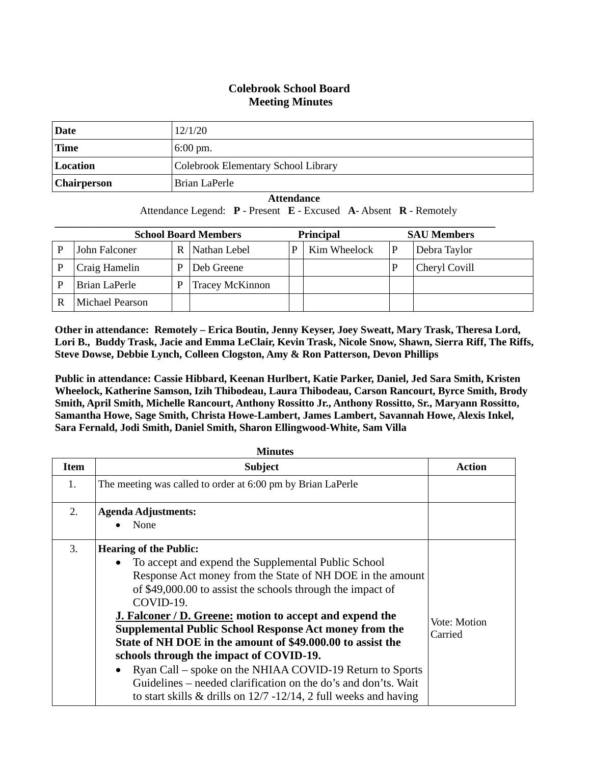# Colebrook School Board
## Meeting Minutes

| **Date** | 12/1/20 |
|---|---|
| **Time** | 6:00 pm. |
| **Location** | Colebrook Elementary School Library |
| **Chairperson** | Brian LaPerle |

**Attendance**

Attendance Legend: **P** - Present **E** - Excused **A**- Absent **R** - Remotely

| | **School Board Members** | | | **Principal** | | **SAU Members** | |
|---|---|---|---|---|---|---|---|
| P | John Falconer | R | Nathan Lebel | P | Kim Wheelock | P | Debra Taylor |
| P | Craig Hamelin | P | Deb Greene | | | P | Cheryl Covill |
| P | Brian LaPerle | P | Tracey McKinnon | | | | |
| R | Michael Pearson | | | | | | |

**Other in attendance: Remotely – Erica Boutin, Jenny Keyser, Joey Sweatt, Mary Trask, Theresa Lord, Lori B., Buddy Trask, Jacie and Emma LeClair, Kevin Trask, Nicole Snow, Shawn, Sierra Riff, The Riffs, Steve Dowse, Debbie Lynch, Colleen Clogston, Amy & Ron Patterson, Devon Phillips**

**Public in attendance: Cassie Hibbard, Keenan Hurlbert, Katie Parker, Daniel, Jed Sara Smith, Kristen Wheelock, Katherine Samson, Izih Thibodeau, Laura Thibodeau, Carson Rancourt, Byrce Smith, Brody Smith, April Smith, Michelle Rancourt, Anthony Rossitto Jr., Anthony Rossitto, Sr., Maryann Rossitto, Samantha Howe, Sage Smith, Christa Howe-Lambert, James Lambert, Savannah Howe, Alexis Inkel, Sara Fernald, Jodi Smith, Daniel Smith, Sharon Ellingwood-White, Sam Villa**

**Minutes**

| **Item** | **Subject** | **Action** |
|---|---|---|
| 1. | The meeting was called to order at 6:00 pm by Brian LaPerle | |
| 2. | **Agenda Adjustments:**<br>• None | |
| 3. | **Hearing of the Public:**<br>• To accept and expend the Supplemental Public School Response Act money from the State of NH DOE in the amount of $49,000.00 to assist the schools through the impact of COVID-19.<br>**<u>J. Falconer / D. Greene:</u> motion to accept and expend the Supplemental Public School Response Act money from the State of NH DOE in the amount of $49.000.00 to assist the schools through the impact of COVID-19.**<br>• Ryan Call – spoke on the NHIAA COVID-19 Return to Sports Guidelines – needed clarification on the do's and don'ts. Wait to start skills & drills on 12/7 -12/14, 2 full weeks and having | Vote: Motion Carried |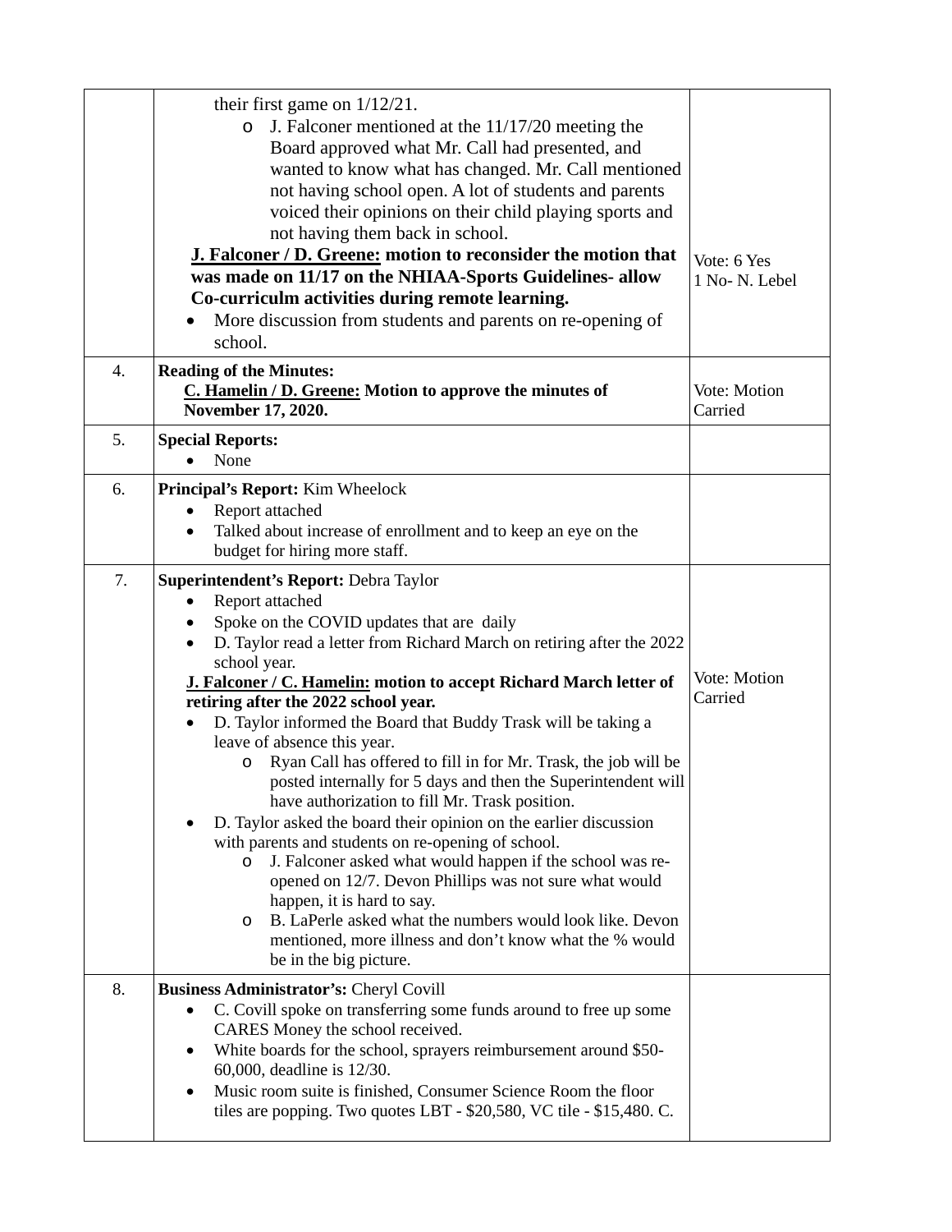| | | |
|---|---|---|
| | their first game on 1/12/21.<br>◦ J. Falconer mentioned at the 11/17/20 meeting the Board approved what Mr. Call had presented, and wanted to know what has changed. Mr. Call mentioned not having school open. A lot of students and parents voiced their opinions on their child playing sports and not having them back in school.<br>**<u>J. Falconer / D. Greene:</u> motion to reconsider the motion that was made on 11/17 on the NHIAA-Sports Guidelines- allow Co-curriculm activities during remote learning.**<br>• More discussion from students and parents on re-opening of school. | Vote: 6 Yes<br>1 No- N. Lebel |
| 4. | **Reading of the Minutes:**<br>**<u>C. Hamelin / D. Greene:</u> Motion to approve the minutes of November 17, 2020.** | Vote: Motion Carried |
| 5. | **Special Reports:**<br>• None | |
| 6. | **Principal's Report:** Kim Wheelock<br>• Report attached<br>• Talked about increase of enrollment and to keep an eye on the budget for hiring more staff. | |
| 7. | **Superintendent's Report:** Debra Taylor<br>• Report attached<br>• Spoke on the COVID updates that are daily<br>• D. Taylor read a letter from Richard March on retiring after the 2022 school year.<br>**<u>J. Falconer / C. Hamelin:</u> motion to accept Richard March letter of retiring after the 2022 school year.**<br>• D. Taylor informed the Board that Buddy Trask will be taking a leave of absence this year.<br>◦ Ryan Call has offered to fill in for Mr. Trask, the job will be posted internally for 5 days and then the Superintendent will have authorization to fill Mr. Trask position.<br>• D. Taylor asked the board their opinion on the earlier discussion with parents and students on re-opening of school.<br>◦ J. Falconer asked what would happen if the school was re-opened on 12/7. Devon Phillips was not sure what would happen, it is hard to say.<br>◦ B. LaPerle asked what the numbers would look like. Devon mentioned, more illness and don't know what the % would be in the big picture. | Vote: Motion Carried |
| 8. | **Business Administrator's:** Cheryl Covill<br>• C. Covill spoke on transferring some funds around to free up some CARES Money the school received.<br>• White boards for the school, sprayers reimbursement around $50-60,000, deadline is 12/30.<br>• Music room suite is finished, Consumer Science Room the floor tiles are popping. Two quotes LBT - $20,580, VC tile - $15,480. C. | |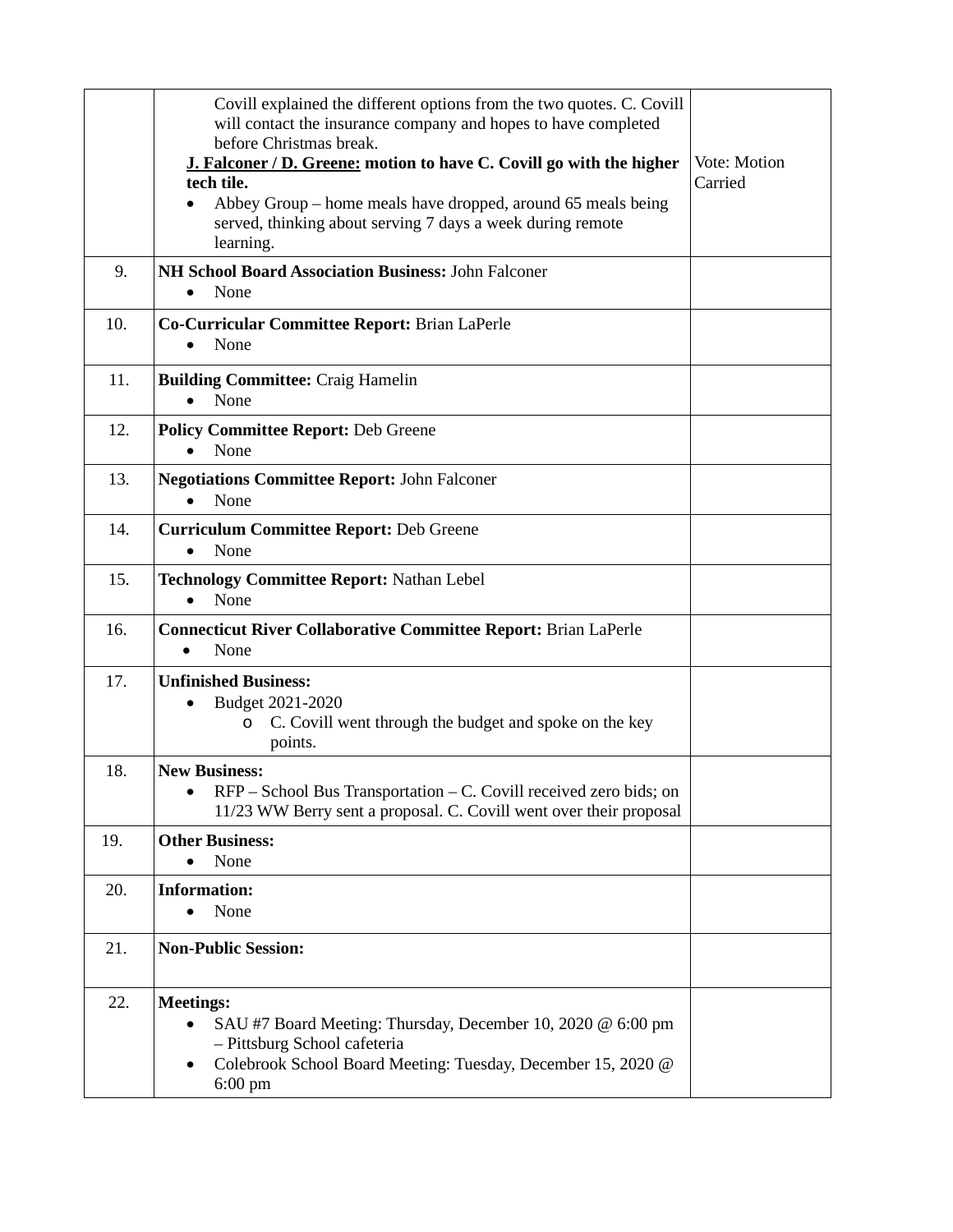| | | |
|---|---|---|
| | Covill explained the different options from the two quotes. C. Covill will contact the insurance company and hopes to have completed before Christmas break.<br>**<u>J. Falconer / D. Greene:</u> motion to have C. Covill go with the higher tech tile.**<br>• Abbey Group – home meals have dropped, around 65 meals being served, thinking about serving 7 days a week during remote learning. | Vote: Motion Carried |
| 9. | **NH School Board Association Business:** John Falconer<br>• None | |
| 10. | **Co-Curricular Committee Report:** Brian LaPerle<br>• None | |
| 11. | **Building Committee:** Craig Hamelin<br>• None | |
| 12. | **Policy Committee Report:** Deb Greene<br>• None | |
| 13. | **Negotiations Committee Report:** John Falconer<br>• None | |
| 14. | **Curriculum Committee Report:** Deb Greene<br>• None | |
| 15. | **Technology Committee Report:** Nathan Lebel<br>• None | |
| 16. | **Connecticut River Collaborative Committee Report:** Brian LaPerle<br>• None | |
| 17. | **Unfinished Business:**<br>• Budget 2021-2020<br>&nbsp;&nbsp;&nbsp;&nbsp;o C. Covill went through the budget and spoke on the key points. | |
| 18. | **New Business:**<br>• RFP – School Bus Transportation – C. Covill received zero bids; on 11/23 WW Berry sent a proposal. C. Covill went over their proposal | |
| 19. | **Other Business:**<br>• None | |
| 20. | **Information:**<br>• None | |
| 21. | **Non-Public Session:** | |
| 22. | **Meetings:**<br>• SAU #7 Board Meeting: Thursday, December 10, 2020 @ 6:00 pm – Pittsburg School cafeteria<br>• Colebrook School Board Meeting: Tuesday, December 15, 2020 @ 6:00 pm | |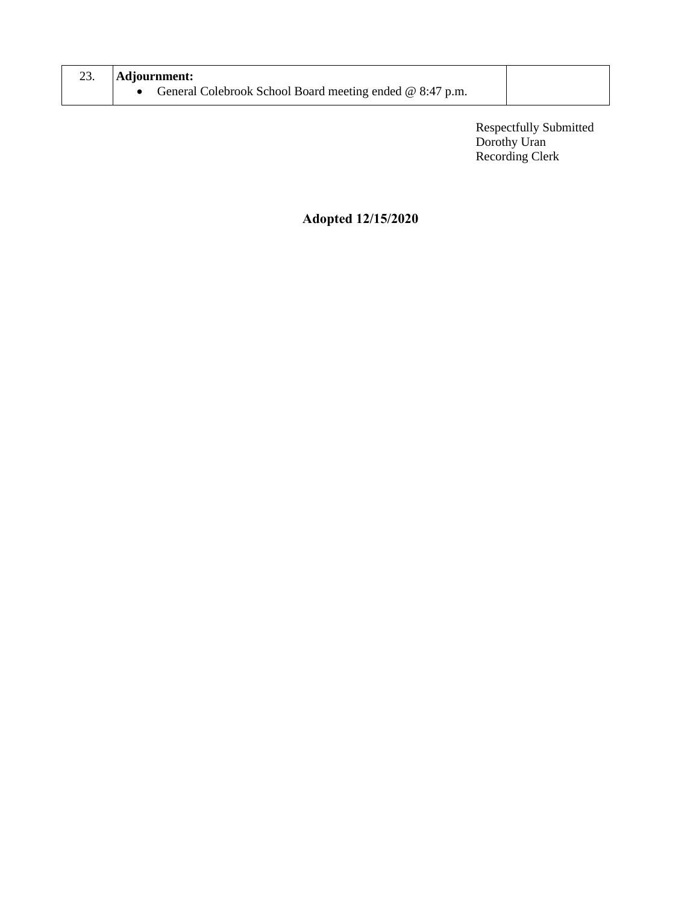| 23. | **Adjournment:**<br>• General Colebrook School Board meeting ended @ 8:47 p.m. | |
|---|---|---|

Respectfully Submitted
Dorothy Uran
Recording Clerk

**Adopted 12/15/2020**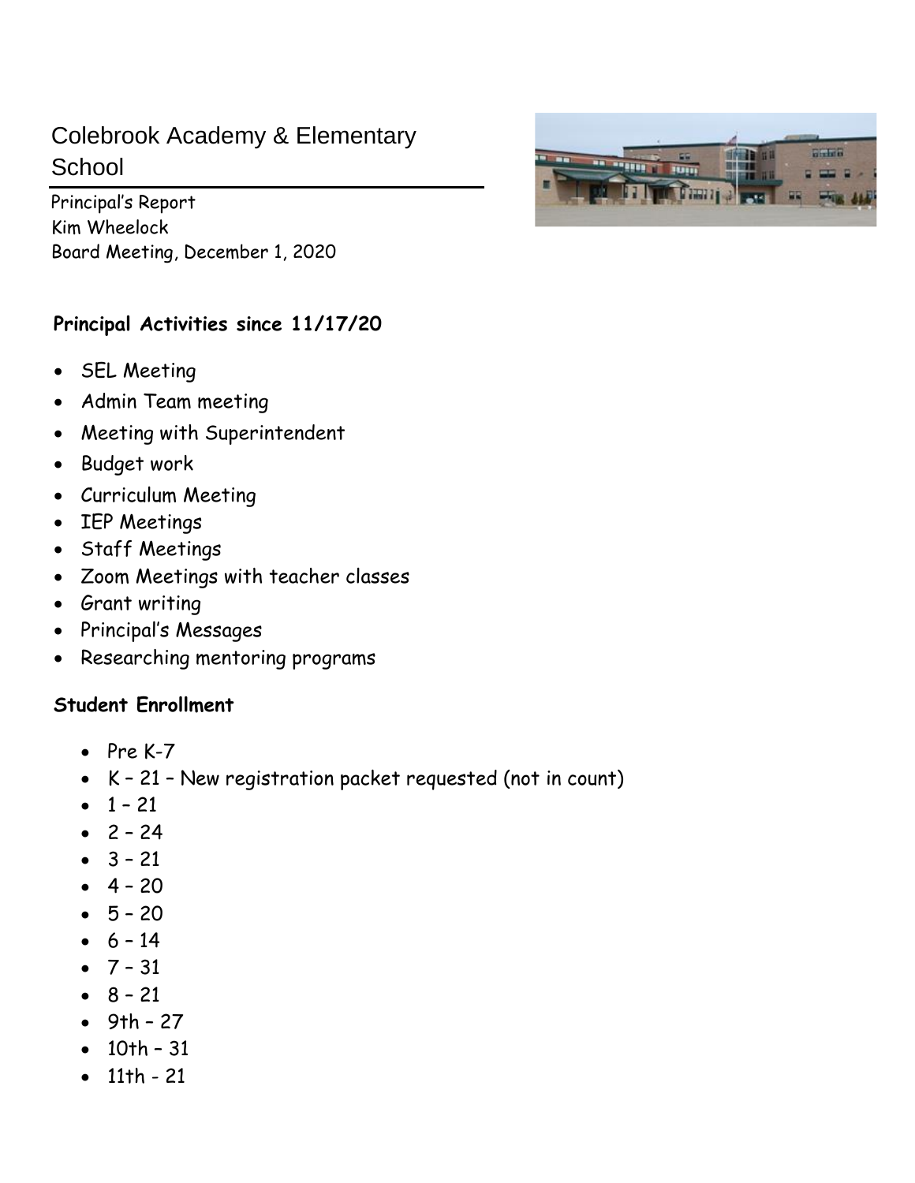# Colebrook Academy & Elementary School

Principal's Report
Kim Wheelock
Board Meeting, December 1, 2020

**Principal Activities since 11/17/20**

- SEL Meeting
- Admin Team meeting
- Meeting with Superintendent
- Budget work
- Curriculum Meeting
- IEP Meetings
- Staff Meetings
- Zoom Meetings with teacher classes
- Grant writing
- Principal's Messages
- Researching mentoring programs

**Student Enrollment**

- Pre K-7
- K – 21 – New registration packet requested (not in count)
- 1 – 21
- 2 – 24
- 3 – 21
- 4 – 20
- 5 – 20
- 6 – 14
- 7 – 31
- 8 – 21
- 9th – 27
- 10th – 31
- 11th - 21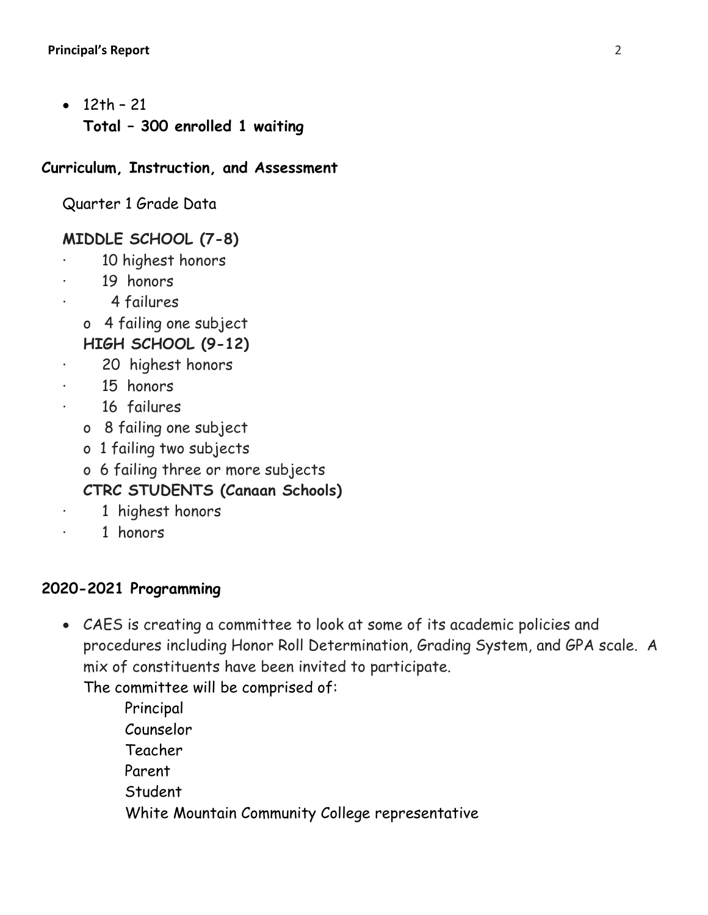- 12th – 21

  **Total – 300 enrolled 1 waiting**

## Curriculum, Instruction, and Assessment

Quarter 1 Grade Data

**MIDDLE SCHOOL (7-8)**

- 10 highest honors
- 19 honors
- 4 failures
  - 4 failing one subject

**HIGH SCHOOL (9-12)**

- 20 highest honors
- 15 honors
- 16 failures
  - 8 failing one subject
  - 1 failing two subjects
  - 6 failing three or more subjects

**CTRC STUDENTS (Canaan Schools)**

- 1 highest honors
- 1 honors

## 2020-2021 Programming

- CAES is creating a committee to look at some of its academic policies and procedures including Honor Roll Determination, Grading System, and GPA scale. A mix of constituents have been invited to participate.

  The committee will be comprised of:

  Principal
  Counselor
  Teacher
  Parent
  Student
  White Mountain Community College representative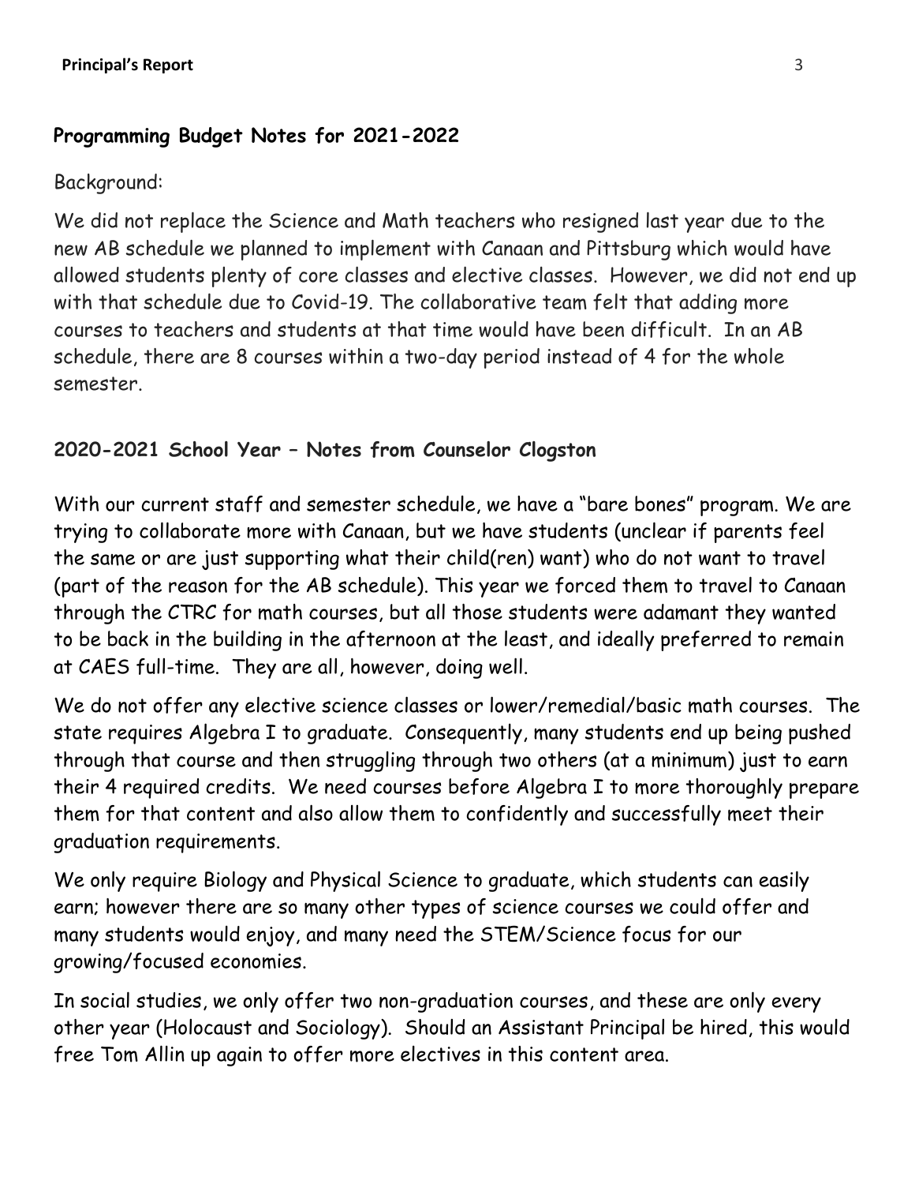## Programming Budget Notes for 2021-2022

Background:

We did not replace the Science and Math teachers who resigned last year due to the new AB schedule we planned to implement with Canaan and Pittsburg which would have allowed students plenty of core classes and elective classes. However, we did not end up with that schedule due to Covid-19. The collaborative team felt that adding more courses to teachers and students at that time would have been difficult. In an AB schedule, there are 8 courses within a two-day period instead of 4 for the whole semester.

## 2020-2021 School Year – Notes from Counselor Clogston

With our current staff and semester schedule, we have a "bare bones" program. We are trying to collaborate more with Canaan, but we have students (unclear if parents feel the same or are just supporting what their child(ren) want) who do not want to travel (part of the reason for the AB schedule). This year we forced them to travel to Canaan through the CTRC for math courses, but all those students were adamant they wanted to be back in the building in the afternoon at the least, and ideally preferred to remain at CAES full-time. They are all, however, doing well.

We do not offer any elective science classes or lower/remedial/basic math courses. The state requires Algebra I to graduate. Consequently, many students end up being pushed through that course and then struggling through two others (at a minimum) just to earn their 4 required credits. We need courses before Algebra I to more thoroughly prepare them for that content and also allow them to confidently and successfully meet their graduation requirements.

We only require Biology and Physical Science to graduate, which students can easily earn; however there are so many other types of science courses we could offer and many students would enjoy, and many need the STEM/Science focus for our growing/focused economies.

In social studies, we only offer two non-graduation courses, and these are only every other year (Holocaust and Sociology). Should an Assistant Principal be hired, this would free Tom Allin up again to offer more electives in this content area.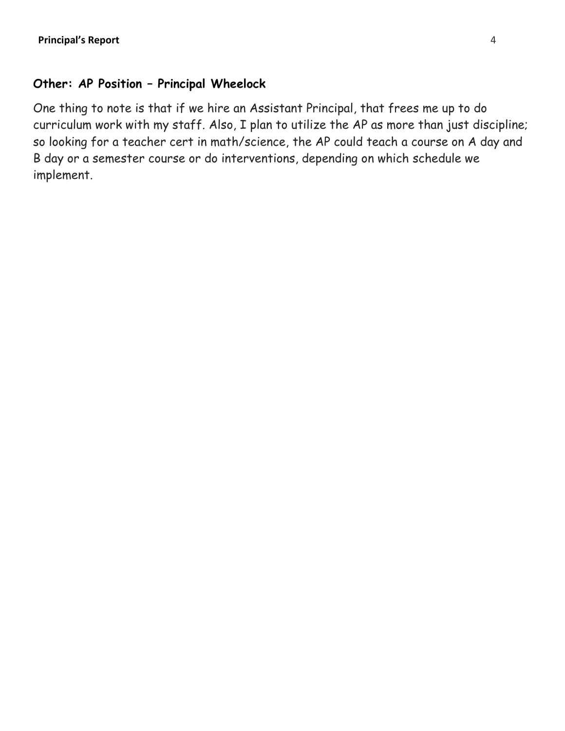## Other: AP Position – Principal Wheelock

One thing to note is that if we hire an Assistant Principal, that frees me up to do curriculum work with my staff. Also, I plan to utilize the AP as more than just discipline; so looking for a teacher cert in math/science, the AP could teach a course on A day and B day or a semester course or do interventions, depending on which schedule we implement.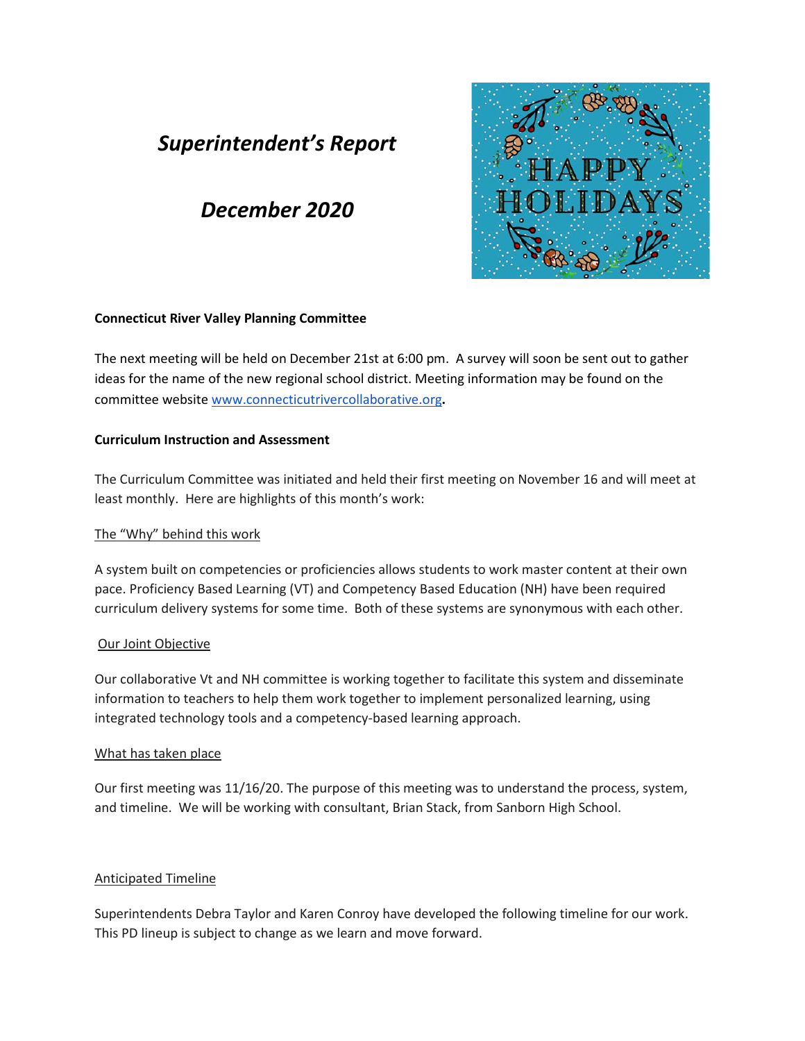# *Superintendent's Report*

# *December 2020*

**Connecticut River Valley Planning Committee**

The next meeting will be held on December 21st at 6:00 pm. A survey will soon be sent out to gather ideas for the name of the new regional school district. Meeting information may be found on the committee website www.connecticutrivercollaborative.org**.**

**Curriculum Instruction and Assessment**

The Curriculum Committee was initiated and held their first meeting on November 16 and will meet at least monthly. Here are highlights of this month's work:

The "Why" behind this work

A system built on competencies or proficiencies allows students to work master content at their own pace. Proficiency Based Learning (VT) and Competency Based Education (NH) have been required curriculum delivery systems for some time. Both of these systems are synonymous with each other.

Our Joint Objective

Our collaborative Vt and NH committee is working together to facilitate this system and disseminate information to teachers to help them work together to implement personalized learning, using integrated technology tools and a competency-based learning approach.

What has taken place

Our first meeting was 11/16/20. The purpose of this meeting was to understand the process, system, and timeline. We will be working with consultant, Brian Stack, from Sanborn High School.

Anticipated Timeline

Superintendents Debra Taylor and Karen Conroy have developed the following timeline for our work. This PD lineup is subject to change as we learn and move forward.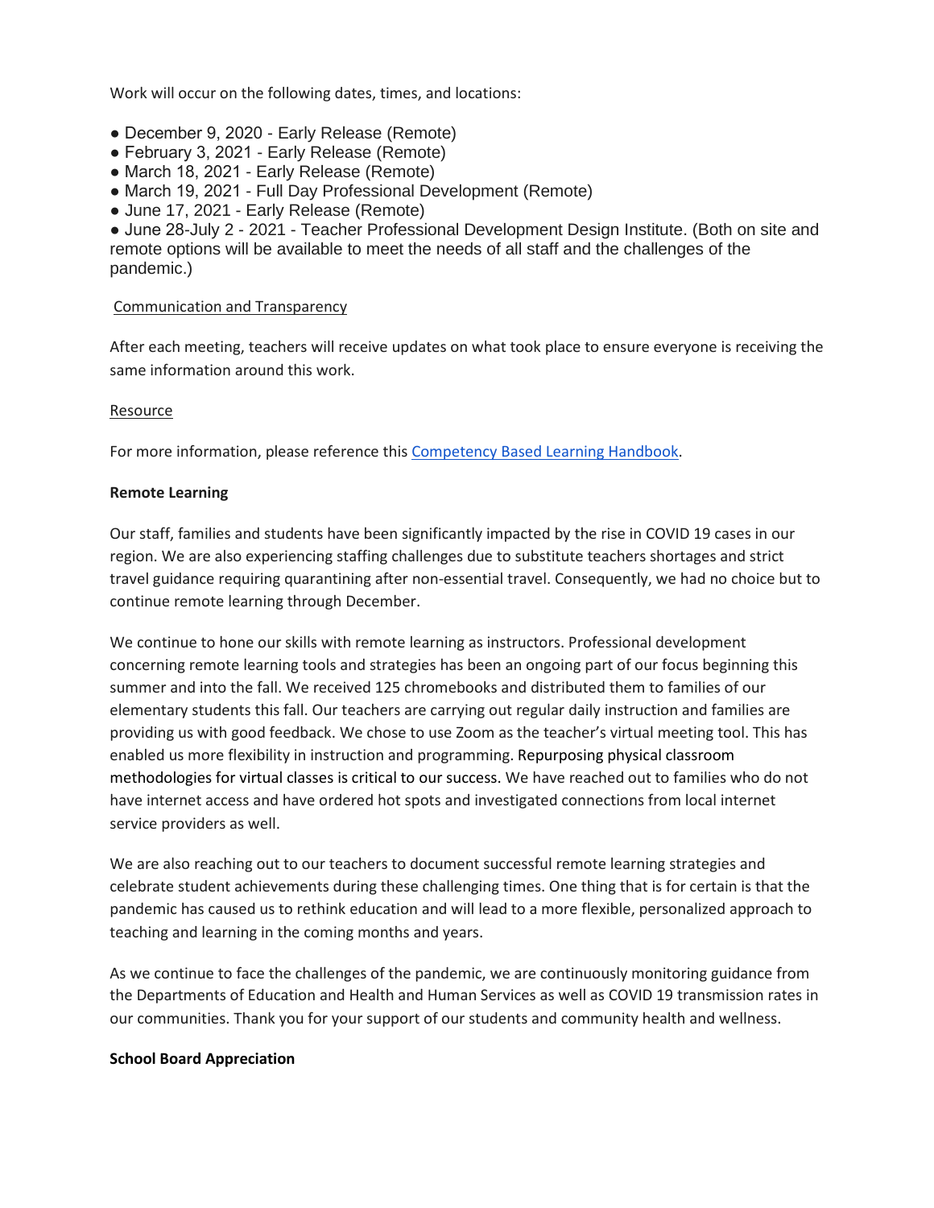Work will occur on the following dates, times, and locations:

- December 9, 2020 - Early Release (Remote)
- February 3, 2021 - Early Release (Remote)
- March 18, 2021 - Early Release (Remote)
- March 19, 2021 - Full Day Professional Development (Remote)
- June 17, 2021 - Early Release (Remote)
- June 28-July 2 - 2021 - Teacher Professional Development Design Institute. (Both on site and remote options will be available to meet the needs of all staff and the challenges of the pandemic.)

Communication and Transparency

After each meeting, teachers will receive updates on what took place to ensure everyone is receiving the same information around this work.

Resource

For more information, please reference this Competency Based Learning Handbook.

**Remote Learning**

Our staff, families and students have been significantly impacted by the rise in COVID 19 cases in our region. We are also experiencing staffing challenges due to substitute teachers shortages and strict travel guidance requiring quarantining after non-essential travel. Consequently, we had no choice but to continue remote learning through December.

We continue to hone our skills with remote learning as instructors. Professional development concerning remote learning tools and strategies has been an ongoing part of our focus beginning this summer and into the fall. We received 125 chromebooks and distributed them to families of our elementary students this fall. Our teachers are carrying out regular daily instruction and families are providing us with good feedback. We chose to use Zoom as the teacher's virtual meeting tool. This has enabled us more flexibility in instruction and programming. Repurposing physical classroom methodologies for virtual classes is critical to our success. We have reached out to families who do not have internet access and have ordered hot spots and investigated connections from local internet service providers as well.

We are also reaching out to our teachers to document successful remote learning strategies and celebrate student achievements during these challenging times. One thing that is for certain is that the pandemic has caused us to rethink education and will lead to a more flexible, personalized approach to teaching and learning in the coming months and years.

As we continue to face the challenges of the pandemic, we are continuously monitoring guidance from the Departments of Education and Health and Human Services as well as COVID 19 transmission rates in our communities. Thank you for your support of our students and community health and wellness.

**School Board Appreciation**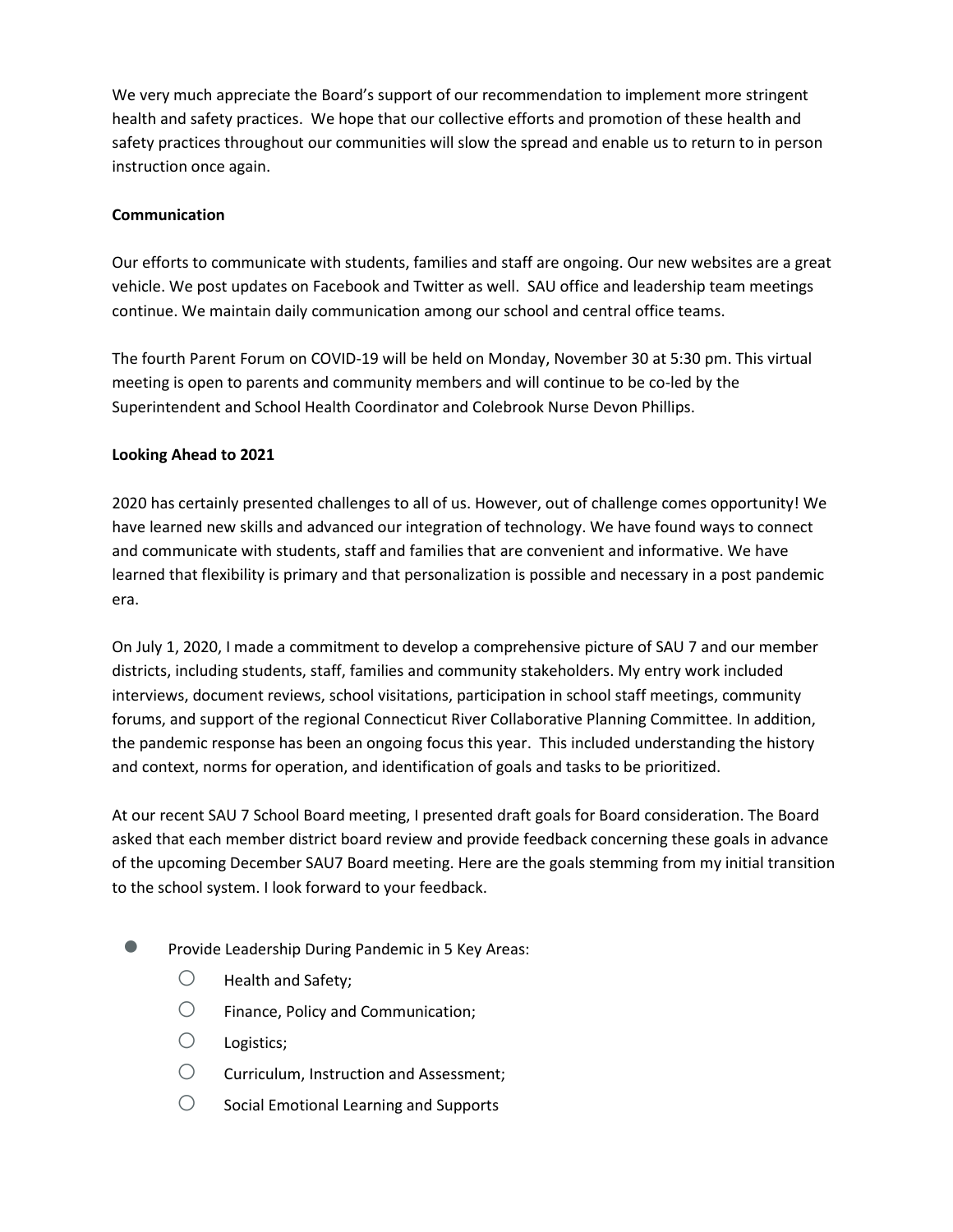We very much appreciate the Board's support of our recommendation to implement more stringent health and safety practices. We hope that our collective efforts and promotion of these health and safety practices throughout our communities will slow the spread and enable us to return to in person instruction once again.

**Communication**

Our efforts to communicate with students, families and staff are ongoing. Our new websites are a great vehicle. We post updates on Facebook and Twitter as well. SAU office and leadership team meetings continue. We maintain daily communication among our school and central office teams.

The fourth Parent Forum on COVID-19 will be held on Monday, November 30 at 5:30 pm. This virtual meeting is open to parents and community members and will continue to be co-led by the Superintendent and School Health Coordinator and Colebrook Nurse Devon Phillips.

**Looking Ahead to 2021**

2020 has certainly presented challenges to all of us. However, out of challenge comes opportunity! We have learned new skills and advanced our integration of technology. We have found ways to connect and communicate with students, staff and families that are convenient and informative. We have learned that flexibility is primary and that personalization is possible and necessary in a post pandemic era.

On July 1, 2020, I made a commitment to develop a comprehensive picture of SAU 7 and our member districts, including students, staff, families and community stakeholders. My entry work included interviews, document reviews, school visitations, participation in school staff meetings, community forums, and support of the regional Connecticut River Collaborative Planning Committee. In addition, the pandemic response has been an ongoing focus this year. This included understanding the history and context, norms for operation, and identification of goals and tasks to be prioritized.

At our recent SAU 7 School Board meeting, I presented draft goals for Board consideration. The Board asked that each member district board review and provide feedback concerning these goals in advance of the upcoming December SAU7 Board meeting. Here are the goals stemming from my initial transition to the school system. I look forward to your feedback.

- Provide Leadership During Pandemic in 5 Key Areas:
  - Health and Safety;
  - Finance, Policy and Communication;
  - Logistics;
  - Curriculum, Instruction and Assessment;
  - Social Emotional Learning and Supports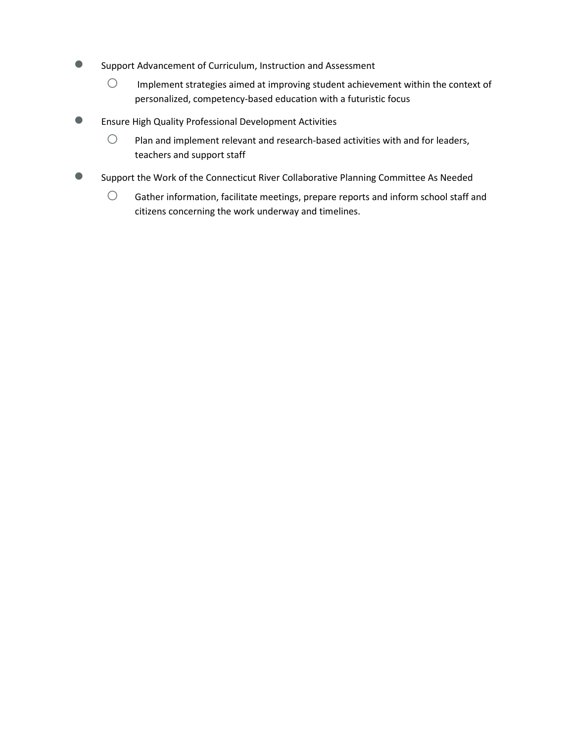- Support Advancement of Curriculum, Instruction and Assessment
  - Implement strategies aimed at improving student achievement within the context of personalized, competency-based education with a futuristic focus
- Ensure High Quality Professional Development Activities
  - Plan and implement relevant and research-based activities with and for leaders, teachers and support staff
- Support the Work of the Connecticut River Collaborative Planning Committee As Needed
  - Gather information, facilitate meetings, prepare reports and inform school staff and citizens concerning the work underway and timelines.